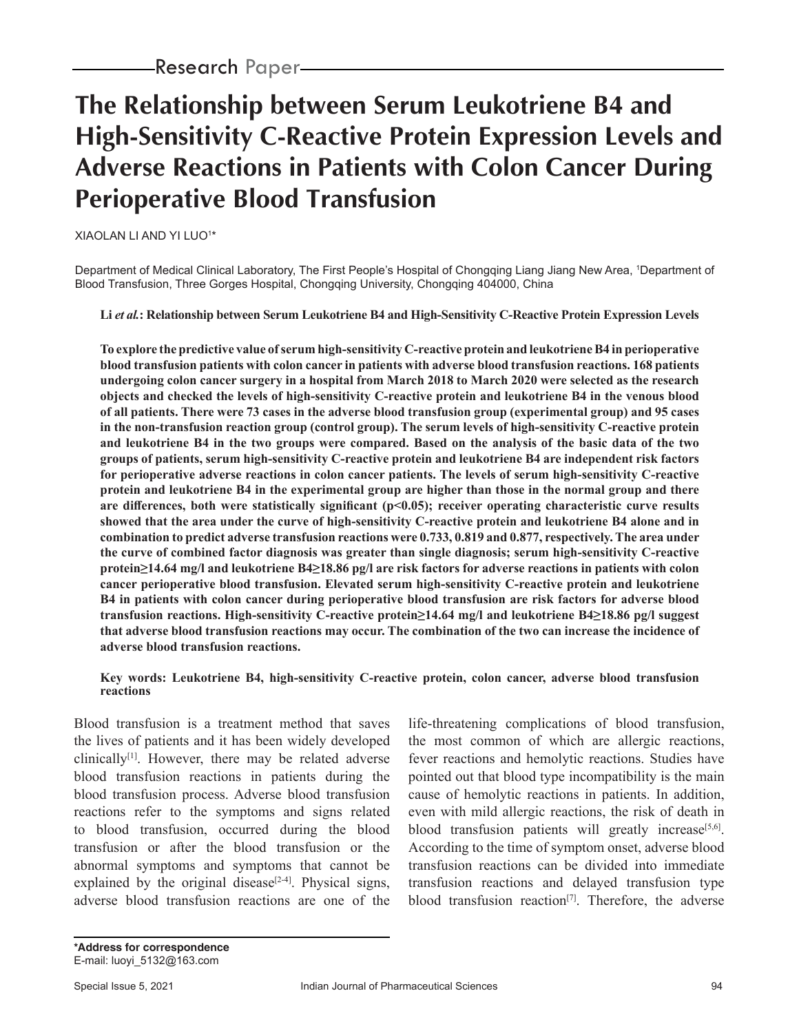Research Paper

# The Relationship between Serum Leukotriene B4 and High-Sensitivity C-Reactive Protein Expression Levels and Adverse Reactions in Patients with Colon Cancer During Perioperative Blood Transfusion

XIAOLAN LI AND YI LUO[1]*

Department of Medical Clinical Laboratory, The First People's Hospital of Chongqing Liang Jiang New Area, [1]Department of Blood Transfusion, Three Gorges Hospital, Chongqing University, Chongqing 404000, China

**Li *et al.*: Relationship between Serum Leukotriene B4 and High-Sensitivity C-Reactive Protein Expression Levels**

**To explore the predictive value of serum high-sensitivity C-reactive protein and leukotriene B4 in perioperative blood transfusion patients with colon cancer in patients with adverse blood transfusion reactions. 168 patients undergoing colon cancer surgery in a hospital from March 2018 to March 2020 were selected as the research objects and checked the levels of high-sensitivity C-reactive protein and leukotriene B4 in the venous blood of all patients. There were 73 cases in the adverse blood transfusion group (experimental group) and 95 cases in the non-transfusion reaction group (control group). The serum levels of high-sensitivity C-reactive protein and leukotriene B4 in the two groups were compared. Based on the analysis of the basic data of the two groups of patients, serum high-sensitivity C-reactive protein and leukotriene B4 are independent risk factors for perioperative adverse reactions in colon cancer patients. The levels of serum high-sensitivity C-reactive protein and leukotriene B4 in the experimental group are higher than those in the normal group and there are differences, both were statistically significant ($p<0.05$); receiver operating characteristic curve results showed that the area under the curve of high-sensitivity C-reactive protein and leukotriene B4 alone and in combination to predict adverse transfusion reactions were 0.733, 0.819 and 0.877, respectively. The area under the curve of combined factor diagnosis was greater than single diagnosis; serum high-sensitivity C-reactive protein≥14.64 mg/l and leukotriene B4≥18.86 pg/l are risk factors for adverse reactions in patients with colon cancer perioperative blood transfusion. Elevated serum high-sensitivity C-reactive protein and leukotriene B4 in patients with colon cancer during perioperative blood transfusion are risk factors for adverse blood transfusion reactions. High-sensitivity C-reactive protein≥14.64 mg/l and leukotriene B4≥18.86 pg/l suggest that adverse blood transfusion reactions may occur. The combination of the two can increase the incidence of adverse blood transfusion reactions.**

**Key words: Leukotriene B4, high-sensitivity C-reactive protein, colon cancer, adverse blood transfusion reactions**

Blood transfusion is a treatment method that saves the lives of patients and it has been widely developed clinically[1]. However, there may be related adverse blood transfusion reactions in patients during the blood transfusion process. Adverse blood transfusion reactions refer to the symptoms and signs related to blood transfusion, occurred during the blood transfusion or after the blood transfusion or the abnormal symptoms and symptoms that cannot be explained by the original disease[2-4]. Physical signs, adverse blood transfusion reactions are one of the life-threatening complications of blood transfusion, the most common of which are allergic reactions, fever reactions and hemolytic reactions. Studies have pointed out that blood type incompatibility is the main cause of hemolytic reactions in patients. In addition, even with mild allergic reactions, the risk of death in blood transfusion patients will greatly increase[5,6]. According to the time of symptom onset, adverse blood transfusion reactions can be divided into immediate transfusion reactions and delayed transfusion type blood transfusion reaction[7]. Therefore, the adverse

**\*Address for correspondence**
E-mail: luoyi_5132@163.com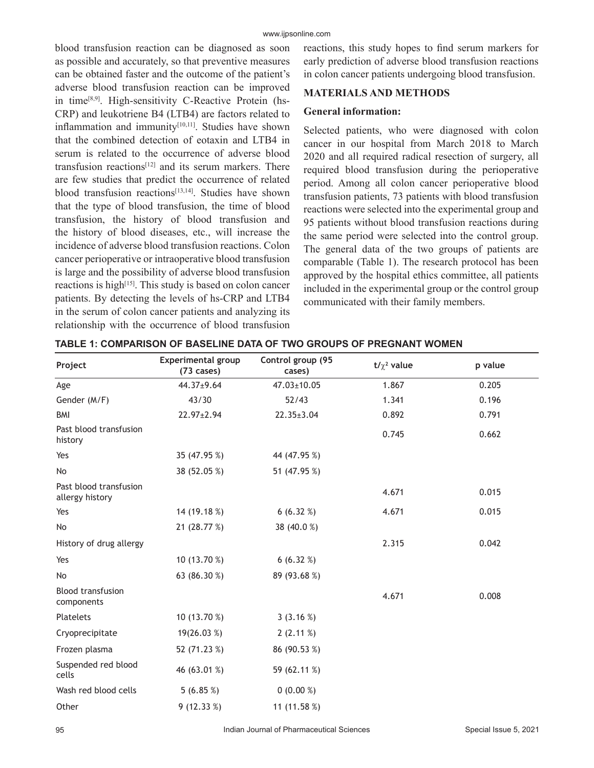blood transfusion reaction can be diagnosed as soon as possible and accurately, so that preventive measures can be obtained faster and the outcome of the patient's adverse blood transfusion reaction can be improved in time[8,9]. High-sensitivity C-Reactive Protein (hs-CRP) and leukotriene B4 (LTB4) are factors related to inflammation and immunity[10,11]. Studies have shown that the combined detection of eotaxin and LTB4 in serum is related to the occurrence of adverse blood transfusion reactions[12] and its serum markers. There are few studies that predict the occurrence of related blood transfusion reactions[13,14]. Studies have shown that the type of blood transfusion, the time of blood transfusion, the history of blood transfusion and the history of blood diseases, etc., will increase the incidence of adverse blood transfusion reactions. Colon cancer perioperative or intraoperative blood transfusion is large and the possibility of adverse blood transfusion reactions is high[15]. This study is based on colon cancer patients. By detecting the levels of hs-CRP and LTB4 in the serum of colon cancer patients and analyzing its relationship with the occurrence of blood transfusion reactions, this study hopes to find serum markers for early prediction of adverse blood transfusion reactions in colon cancer patients undergoing blood transfusion.

## MATERIALS AND METHODS

### General information:

Selected patients, who were diagnosed with colon cancer in our hospital from March 2018 to March 2020 and all required radical resection of surgery, all required blood transfusion during the perioperative period. Among all colon cancer perioperative blood transfusion patients, 73 patients with blood transfusion reactions were selected into the experimental group and 95 patients without blood transfusion reactions during the same period were selected into the control group. The general data of the two groups of patients are comparable (Table 1). The research protocol has been approved by the hospital ethics committee, all patients included in the experimental group or the control group communicated with their family members.

**TABLE 1: COMPARISON OF BASELINE DATA OF TWO GROUPS OF PREGNANT WOMEN**

| Project | Experimental group (73 cases) | Control group (95 cases) | $t/\chi^2$ value | p value |
|---|---|---|---|---|
| Age | 44.37±9.64 | 47.03±10.05 | 1.867 | 0.205 |
| Gender (M/F) | 43/30 | 52/43 | 1.341 | 0.196 |
| BMI | 22.97±2.94 | 22.35±3.04 | 0.892 | 0.791 |
| Past blood transfusion history | | | 0.745 | 0.662 |
| Yes | 35 (47.95 %) | 44 (47.95 %) | | |
| No | 38 (52.05 %) | 51 (47.95 %) | | |
| Past blood transfusion allergy history | | | 4.671 | 0.015 |
| Yes | 14 (19.18 %) | 6 (6.32 %) | 4.671 | 0.015 |
| No | 21 (28.77 %) | 38 (40.0 %) | | |
| History of drug allergy | | | 2.315 | 0.042 |
| Yes | 10 (13.70 %) | 6 (6.32 %) | | |
| No | 63 (86.30 %) | 89 (93.68 %) | | |
| Blood transfusion components | | | 4.671 | 0.008 |
| Platelets | 10 (13.70 %) | 3 (3.16 %) | | |
| Cryoprecipitate | 19(26.03 %) | 2 (2.11 %) | | |
| Frozen plasma | 52 (71.23 %) | 86 (90.53 %) | | |
| Suspended red blood cells | 46 (63.01 %) | 59 (62.11 %) | | |
| Wash red blood cells | 5 (6.85 %) | 0 (0.00 %) | | |
| Other | 9 (12.33 %) | 11 (11.58 %) | | |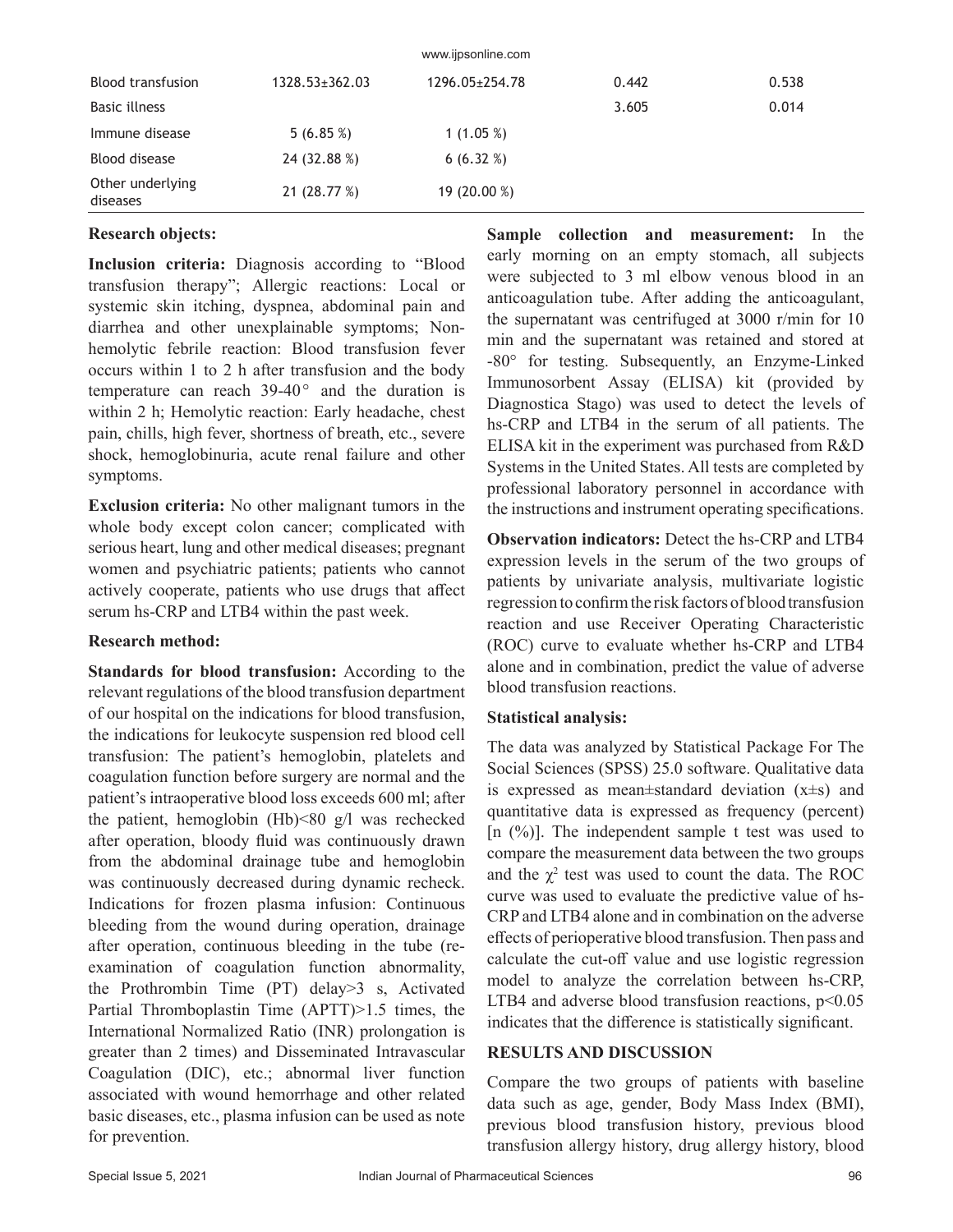| Blood transfusion | 1328.53±362.03 | 1296.05±254.78 | 0.442 | 0.538 |
|---|---|---|---|---|
| Basic illness | | | 3.605 | 0.014 |
| Immune disease | 5 (6.85 %) | 1 (1.05 %) | | |
| Blood disease | 24 (32.88 %) | 6 (6.32 %) | | |
| Other underlying diseases | 21 (28.77 %) | 19 (20.00 %) | | |

**Research objects:**

**Inclusion criteria:** Diagnosis according to "Blood transfusion therapy"; Allergic reactions: Local or systemic skin itching, dyspnea, abdominal pain and diarrhea and other unexplainable symptoms; Non-hemolytic febrile reaction: Blood transfusion fever occurs within 1 to 2 h after transfusion and the body temperature can reach 39-40° and the duration is within 2 h; Hemolytic reaction: Early headache, chest pain, chills, high fever, shortness of breath, etc., severe shock, hemoglobinuria, acute renal failure and other symptoms.

**Exclusion criteria:** No other malignant tumors in the whole body except colon cancer; complicated with serious heart, lung and other medical diseases; pregnant women and psychiatric patients; patients who cannot actively cooperate, patients who use drugs that affect serum hs-CRP and LTB4 within the past week.

**Research method:**

**Standards for blood transfusion:** According to the relevant regulations of the blood transfusion department of our hospital on the indications for blood transfusion, the indications for leukocyte suspension red blood cell transfusion: The patient's hemoglobin, platelets and coagulation function before surgery are normal and the patient's intraoperative blood loss exceeds 600 ml; after the patient, hemoglobin (Hb)<80 g/l was rechecked after operation, bloody fluid was continuously drawn from the abdominal drainage tube and hemoglobin was continuously decreased during dynamic recheck. Indications for frozen plasma infusion: Continuous bleeding from the wound during operation, drainage after operation, continuous bleeding in the tube (re-examination of coagulation function abnormality, the Prothrombin Time (PT) delay>3 s, Activated Partial Thromboplastin Time (APTT)>1.5 times, the International Normalized Ratio (INR) prolongation is greater than 2 times) and Disseminated Intravascular Coagulation (DIC), etc.; abnormal liver function associated with wound hemorrhage and other related basic diseases, etc., plasma infusion can be used as note for prevention.

**Sample collection and measurement:** In the early morning on an empty stomach, all subjects were subjected to 3 ml elbow venous blood in an anticoagulation tube. After adding the anticoagulant, the supernatant was centrifuged at 3000 r/min for 10 min and the supernatant was retained and stored at -80° for testing. Subsequently, an Enzyme-Linked Immunosorbent Assay (ELISA) kit (provided by Diagnostica Stago) was used to detect the levels of hs-CRP and LTB4 in the serum of all patients. The ELISA kit in the experiment was purchased from R&D Systems in the United States. All tests are completed by professional laboratory personnel in accordance with the instructions and instrument operating specifications.

**Observation indicators:** Detect the hs-CRP and LTB4 expression levels in the serum of the two groups of patients by univariate analysis, multivariate logistic regression to confirm the risk factors of blood transfusion reaction and use Receiver Operating Characteristic (ROC) curve to evaluate whether hs-CRP and LTB4 alone and in combination, predict the value of adverse blood transfusion reactions.

**Statistical analysis:**

The data was analyzed by Statistical Package For The Social Sciences (SPSS) 25.0 software. Qualitative data is expressed as mean±standard deviation (x±s) and quantitative data is expressed as frequency (percent) [n (%)]. The independent sample t test was used to compare the measurement data between the two groups and the $\chi^2$ test was used to count the data. The ROC curve was used to evaluate the predictive value of hs-CRP and LTB4 alone and in combination on the adverse effects of perioperative blood transfusion. Then pass and calculate the cut-off value and use logistic regression model to analyze the correlation between hs-CRP, LTB4 and adverse blood transfusion reactions, $p<0.05$ indicates that the difference is statistically significant.

## RESULTS AND DISCUSSION

Compare the two groups of patients with baseline data such as age, gender, Body Mass Index (BMI), previous blood transfusion history, previous blood transfusion allergy history, drug allergy history, blood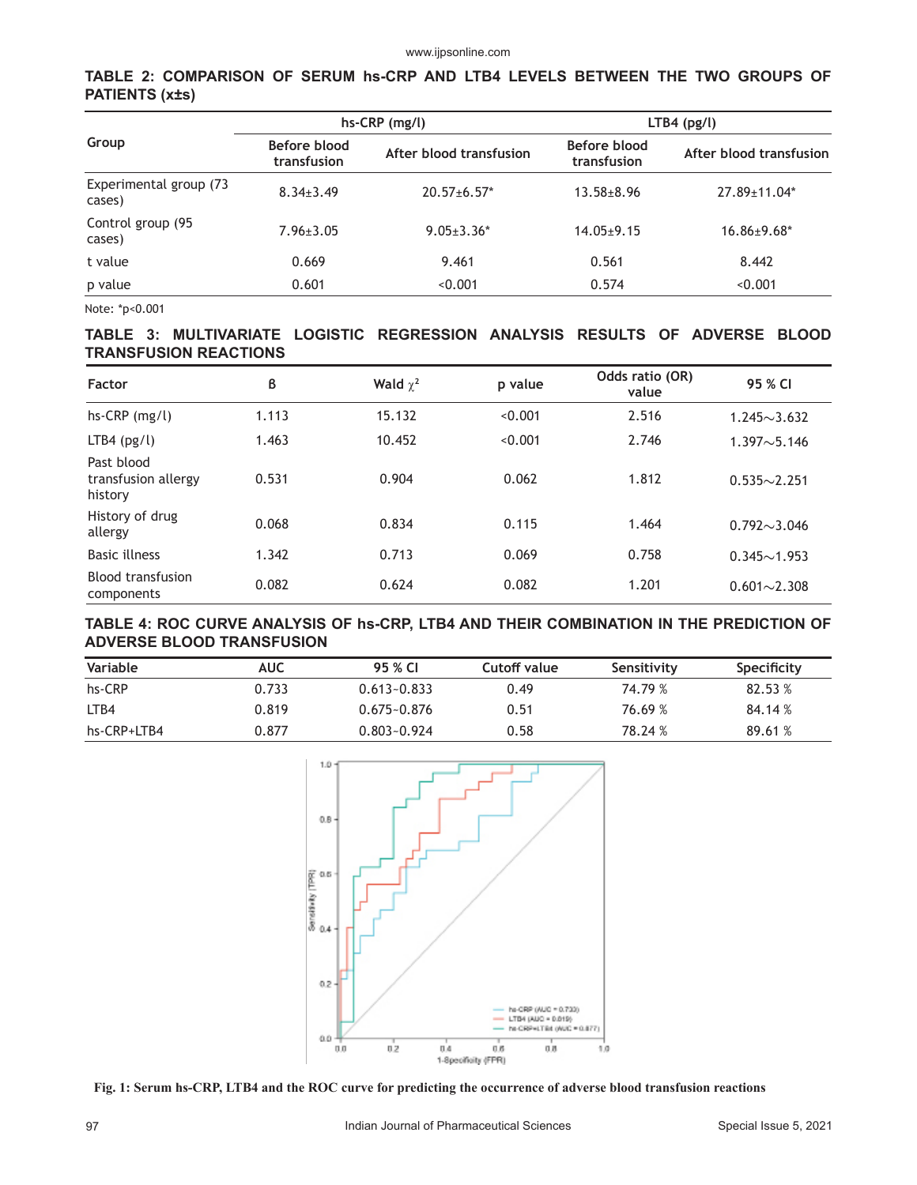TABLE 2: COMPARISON OF SERUM hs-CRP AND LTB4 LEVELS BETWEEN THE TWO GROUPS OF PATIENTS (x±s)

| Group | hs-CRP (mg/l) | | LTB4 (pg/l) | |
|---|---|---|---|---|
| | Before blood transfusion | After blood transfusion | Before blood transfusion | After blood transfusion |
| Experimental group (73 cases) | 8.34±3.49 | 20.57±6.57* | 13.58±8.96 | 27.89±11.04* |
| Control group (95 cases) | 7.96±3.05 | 9.05±3.36* | 14.05±9.15 | 16.86±9.68* |
| t value | 0.669 | 9.461 | 0.561 | 8.442 |
| p value | 0.601 | <0.001 | 0.574 | <0.001 |

Note: *p<0.001

TABLE 3: MULTIVARIATE LOGISTIC REGRESSION ANALYSIS RESULTS OF ADVERSE BLOOD TRANSFUSION REACTIONS

| Factor | B | Wald $\chi^2$ | p value | Odds ratio (OR) value | 95 % CI |
|---|---|---|---|---|---|
| hs-CRP (mg/l) | 1.113 | 15.132 | <0.001 | 2.516 | 1.245~3.632 |
| LTB4 (pg/l) | 1.463 | 10.452 | <0.001 | 2.746 | 1.397~5.146 |
| Past blood transfusion allergy history | 0.531 | 0.904 | 0.062 | 1.812 | 0.535~2.251 |
| History of drug allergy | 0.068 | 0.834 | 0.115 | 1.464 | 0.792~3.046 |
| Basic illness | 1.342 | 0.713 | 0.069 | 0.758 | 0.345~1.953 |
| Blood transfusion components | 0.082 | 0.624 | 0.082 | 1.201 | 0.601~2.308 |

TABLE 4: ROC CURVE ANALYSIS OF hs-CRP, LTB4 AND THEIR COMBINATION IN THE PREDICTION OF ADVERSE BLOOD TRANSFUSION

| Variable | AUC | 95 % CI | Cutoff value | Sensitivity | Specificity |
|---|---|---|---|---|---|
| hs-CRP | 0.733 | 0.613~0.833 | 0.49 | 74.79 % | 82.53 % |
| LTB4 | 0.819 | 0.675~0.876 | 0.51 | 76.69 % | 84.14 % |
| hs-CRP+LTB4 | 0.877 | 0.803~0.924 | 0.58 | 78.24 % | 89.61 % |

Fig. 1: Serum hs-CRP, LTB4 and the ROC curve for predicting the occurrence of adverse blood transfusion reactions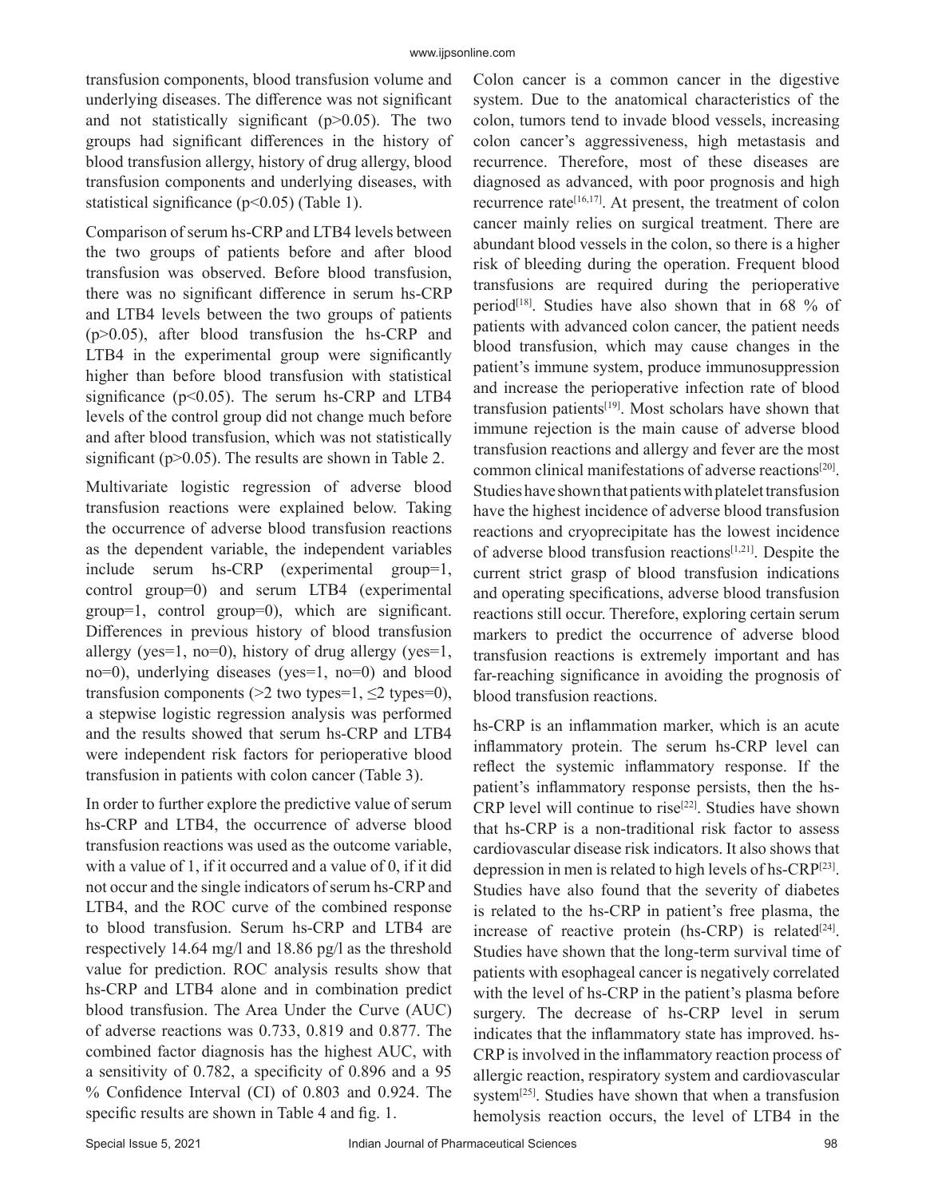transfusion components, blood transfusion volume and underlying diseases. The difference was not significant and not statistically significant ($p>0.05$). The two groups had significant differences in the history of blood transfusion allergy, history of drug allergy, blood transfusion components and underlying diseases, with statistical significance ($p<0.05$) (Table 1).

Comparison of serum hs-CRP and LTB4 levels between the two groups of patients before and after blood transfusion was observed. Before blood transfusion, there was no significant difference in serum hs-CRP and LTB4 levels between the two groups of patients ($p>0.05$), after blood transfusion the hs-CRP and LTB4 in the experimental group were significantly higher than before blood transfusion with statistical significance ($p<0.05$). The serum hs-CRP and LTB4 levels of the control group did not change much before and after blood transfusion, which was not statistically significant ($p>0.05$). The results are shown in Table 2.

Multivariate logistic regression of adverse blood transfusion reactions were explained below. Taking the occurrence of adverse blood transfusion reactions as the dependent variable, the independent variables include serum hs-CRP (experimental group=1, control group=0) and serum LTB4 (experimental group=1, control group=0), which are significant. Differences in previous history of blood transfusion allergy (yes=1, no=0), history of drug allergy (yes=1, no=0), underlying diseases (yes=1, no=0) and blood transfusion components (>2 two types=1, ≤2 types=0), a stepwise logistic regression analysis was performed and the results showed that serum hs-CRP and LTB4 were independent risk factors for perioperative blood transfusion in patients with colon cancer (Table 3).

In order to further explore the predictive value of serum hs-CRP and LTB4, the occurrence of adverse blood transfusion reactions was used as the outcome variable, with a value of 1, if it occurred and a value of 0, if it did not occur and the single indicators of serum hs-CRP and LTB4, and the ROC curve of the combined response to blood transfusion. Serum hs-CRP and LTB4 are respectively 14.64 mg/l and 18.86 pg/l as the threshold value for prediction. ROC analysis results show that hs-CRP and LTB4 alone and in combination predict blood transfusion. The Area Under the Curve (AUC) of adverse reactions was 0.733, 0.819 and 0.877. The combined factor diagnosis has the highest AUC, with a sensitivity of 0.782, a specificity of 0.896 and a 95 % Confidence Interval (CI) of 0.803 and 0.924. The specific results are shown in Table 4 and fig. 1.

Colon cancer is a common cancer in the digestive system. Due to the anatomical characteristics of the colon, tumors tend to invade blood vessels, increasing colon cancer's aggressiveness, high metastasis and recurrence. Therefore, most of these diseases are diagnosed as advanced, with poor prognosis and high recurrence rate[16,17]. At present, the treatment of colon cancer mainly relies on surgical treatment. There are abundant blood vessels in the colon, so there is a higher risk of bleeding during the operation. Frequent blood transfusions are required during the perioperative period[18]. Studies have also shown that in 68 % of patients with advanced colon cancer, the patient needs blood transfusion, which may cause changes in the patient's immune system, produce immunosuppression and increase the perioperative infection rate of blood transfusion patients[19]. Most scholars have shown that immune rejection is the main cause of adverse blood transfusion reactions and allergy and fever are the most common clinical manifestations of adverse reactions[20]. Studies have shown that patients with platelet transfusion have the highest incidence of adverse blood transfusion reactions and cryoprecipitate has the lowest incidence of adverse blood transfusion reactions[1,21]. Despite the current strict grasp of blood transfusion indications and operating specifications, adverse blood transfusion reactions still occur. Therefore, exploring certain serum markers to predict the occurrence of adverse blood transfusion reactions is extremely important and has far-reaching significance in avoiding the prognosis of blood transfusion reactions.

hs-CRP is an inflammation marker, which is an acute inflammatory protein. The serum hs-CRP level can reflect the systemic inflammatory response. If the patient's inflammatory response persists, then the hs-CRP level will continue to rise[22]. Studies have shown that hs-CRP is a non-traditional risk factor to assess cardiovascular disease risk indicators. It also shows that depression in men is related to high levels of hs-CRP[23]. Studies have also found that the severity of diabetes is related to the hs-CRP in patient's free plasma, the increase of reactive protein (hs-CRP) is related[24]. Studies have shown that the long-term survival time of patients with esophageal cancer is negatively correlated with the level of hs-CRP in the patient's plasma before surgery. The decrease of hs-CRP level in serum indicates that the inflammatory state has improved. hs-CRP is involved in the inflammatory reaction process of allergic reaction, respiratory system and cardiovascular system[25]. Studies have shown that when a transfusion hemolysis reaction occurs, the level of LTB4 in the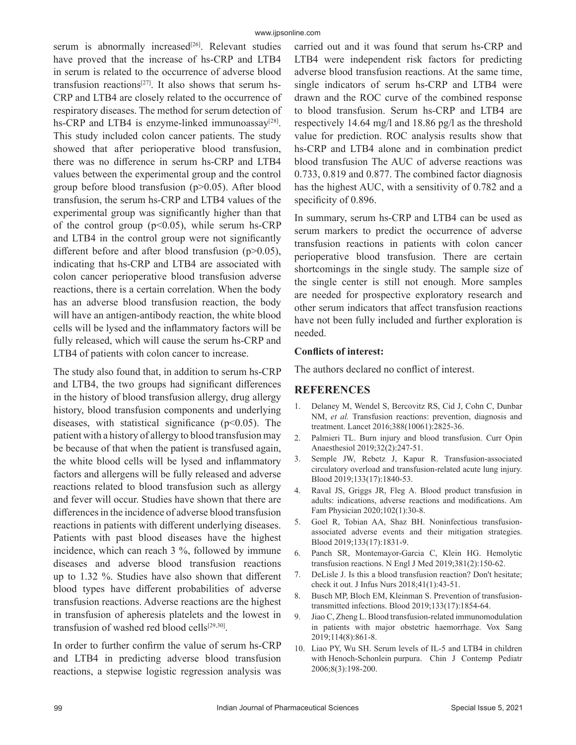serum is abnormally increased[26]. Relevant studies have proved that the increase of hs-CRP and LTB4 in serum is related to the occurrence of adverse blood transfusion reactions[27]. It also shows that serum hs-CRP and LTB4 are closely related to the occurrence of respiratory diseases. The method for serum detection of hs-CRP and LTB4 is enzyme-linked immunoassay[28]. This study included colon cancer patients. The study showed that after perioperative blood transfusion, there was no difference in serum hs-CRP and LTB4 values between the experimental group and the control group before blood transfusion ($p>0.05$). After blood transfusion, the serum hs-CRP and LTB4 values of the experimental group was significantly higher than that of the control group ($p<0.05$), while serum hs-CRP and LTB4 in the control group were not significantly different before and after blood transfusion ($p>0.05$), indicating that hs-CRP and LTB4 are associated with colon cancer perioperative blood transfusion adverse reactions, there is a certain correlation. When the body has an adverse blood transfusion reaction, the body will have an antigen-antibody reaction, the white blood cells will be lysed and the inflammatory factors will be fully released, which will cause the serum hs-CRP and LTB4 of patients with colon cancer to increase.

The study also found that, in addition to serum hs-CRP and LTB4, the two groups had significant differences in the history of blood transfusion allergy, drug allergy history, blood transfusion components and underlying diseases, with statistical significance ($p<0.05$). The patient with a history of allergy to blood transfusion may be because of that when the patient is transfused again, the white blood cells will be lysed and inflammatory factors and allergens will be fully released and adverse reactions related to blood transfusion such as allergy and fever will occur. Studies have shown that there are differences in the incidence of adverse blood transfusion reactions in patients with different underlying diseases. Patients with past blood diseases have the highest incidence, which can reach 3 %, followed by immune diseases and adverse blood transfusion reactions up to 1.32 %. Studies have also shown that different blood types have different probabilities of adverse transfusion reactions. Adverse reactions are the highest in transfusion of apheresis platelets and the lowest in transfusion of washed red blood cells[29,30].

In order to further confirm the value of serum hs-CRP and LTB4 in predicting adverse blood transfusion reactions, a stepwise logistic regression analysis was carried out and it was found that serum hs-CRP and LTB4 were independent risk factors for predicting adverse blood transfusion reactions. At the same time, single indicators of serum hs-CRP and LTB4 were drawn and the ROC curve of the combined response to blood transfusion. Serum hs-CRP and LTB4 are respectively 14.64 mg/l and 18.86 pg/l as the threshold value for prediction. ROC analysis results show that hs-CRP and LTB4 alone and in combination predict blood transfusion The AUC of adverse reactions was 0.733, 0.819 and 0.877. The combined factor diagnosis has the highest AUC, with a sensitivity of 0.782 and a specificity of 0.896.

In summary, serum hs-CRP and LTB4 can be used as serum markers to predict the occurrence of adverse transfusion reactions in patients with colon cancer perioperative blood transfusion. There are certain shortcomings in the single study. The sample size of the single center is still not enough. More samples are needed for prospective exploratory research and other serum indicators that affect transfusion reactions have not been fully included and further exploration is needed.

**Conflicts of interest:**

The authors declared no conflict of interest.

## REFERENCES

1. Delaney M, Wendel S, Bercovitz RS, Cid J, Cohn C, Dunbar NM, *et al.* Transfusion reactions: prevention, diagnosis and treatment. Lancet 2016;388(10061):2825-36.
2. Palmieri TL. Burn injury and blood transfusion. Curr Opin Anaesthesiol 2019;32(2):247-51.
3. Semple JW, Rebetz J, Kapur R. Transfusion-associated circulatory overload and transfusion-related acute lung injury. Blood 2019;133(17):1840-53.
4. Raval JS, Griggs JR, Fleg A. Blood product transfusion in adults: indications, adverse reactions and modifications. Am Fam Physician 2020;102(1):30-8.
5. Goel R, Tobian AA, Shaz BH. Noninfectious transfusion-associated adverse events and their mitigation strategies. Blood 2019;133(17):1831-9.
6. Panch SR, Montemayor-Garcia C, Klein HG. Hemolytic transfusion reactions. N Engl J Med 2019;381(2):150-62.
7. DeLisle J. Is this a blood transfusion reaction? Don't hesitate; check it out. J Infus Nurs 2018;41(1):43-51.
8. Busch MP, Bloch EM, Kleinman S. Prevention of transfusion-transmitted infections. Blood 2019;133(17):1854-64.
9. Jiao C, Zheng L. Blood transfusion-related immunomodulation in patients with major obstetric haemorrhage. Vox Sang 2019;114(8):861-8.
10. Liao PY, Wu SH. Serum levels of IL-5 and LTB4 in children with Henoch-Schonlein purpura. Chin J Contemp Pediatr 2006;8(3):198-200.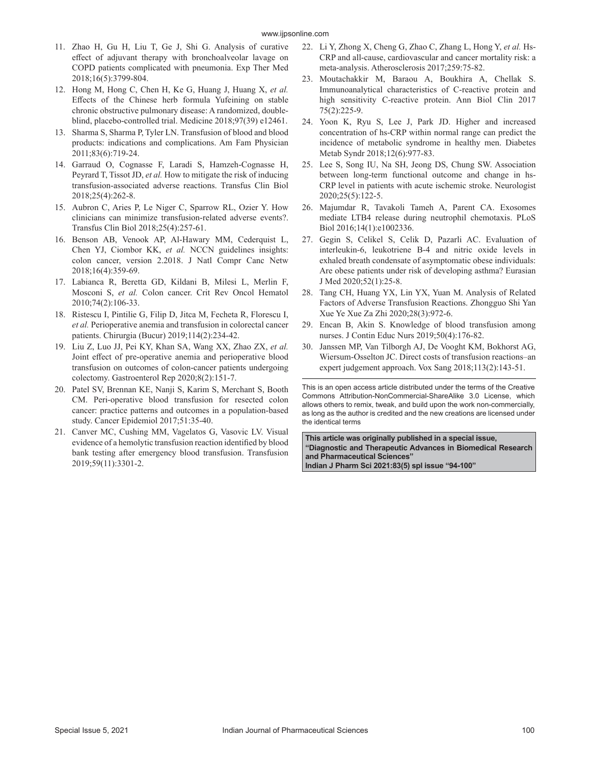11. Zhao H, Gu H, Liu T, Ge J, Shi G. Analysis of curative effect of adjuvant therapy with bronchoalveolar lavage on COPD patients complicated with pneumonia. Exp Ther Med 2018;16(5):3799-804.
12. Hong M, Hong C, Chen H, Ke G, Huang J, Huang X, *et al.* Effects of the Chinese herb formula Yufeining on stable chronic obstructive pulmonary disease: A randomized, double-blind, placebo-controlled trial. Medicine 2018;97(39) e12461.
13. Sharma S, Sharma P, Tyler LN. Transfusion of blood and blood products: indications and complications. Am Fam Physician 2011;83(6):719-24.
14. Garraud O, Cognasse F, Laradi S, Hamzeh-Cognasse H, Peyrard T, Tissot JD, *et al.* How to mitigate the risk of inducing transfusion-associated adverse reactions. Transfus Clin Biol 2018;25(4):262-8.
15. Aubron C, Aries P, Le Niger C, Sparrow RL, Ozier Y. How clinicians can minimize transfusion-related adverse events?. Transfus Clin Biol 2018;25(4):257-61.
16. Benson AB, Venook AP, Al-Hawary MM, Cederquist L, Chen YJ, Ciombor KK, *et al.* NCCN guidelines insights: colon cancer, version 2.2018. J Natl Compr Canc Netw 2018;16(4):359-69.
17. Labianca R, Beretta GD, Kildani B, Milesi L, Merlin F, Mosconi S, *et al.* Colon cancer. Crit Rev Oncol Hematol 2010;74(2):106-33.
18. Ristescu I, Pintilie G, Filip D, Jitca M, Fecheta R, Florescu I, *et al.* Perioperative anemia and transfusion in colorectal cancer patients. Chirurgia (Bucur) 2019;114(2):234-42.
19. Liu Z, Luo JJ, Pei KY, Khan SA, Wang XX, Zhao ZX, *et al.* Joint effect of pre-operative anemia and perioperative blood transfusion on outcomes of colon-cancer patients undergoing colectomy. Gastroenterol Rep 2020;8(2):151-7.
20. Patel SV, Brennan KE, Nanji S, Karim S, Merchant S, Booth CM. Peri-operative blood transfusion for resected colon cancer: practice patterns and outcomes in a population-based study. Cancer Epidemiol 2017;51:35-40.
21. Canver MC, Cushing MM, Vagelatos G, Vasovic LV. Visual evidence of a hemolytic transfusion reaction identified by blood bank testing after emergency blood transfusion. Transfusion 2019;59(11):3301-2.
22. Li Y, Zhong X, Cheng G, Zhao C, Zhang L, Hong Y, *et al.* Hs-CRP and all-cause, cardiovascular and cancer mortality risk: a meta-analysis. Atherosclerosis 2017;259:75-82.
23. Moutachakkir M, Baraou A, Boukhira A, Chellak S. Immunoanalytical characteristics of C-reactive protein and high sensitivity C-reactive protein. Ann Biol Clin 2017 75(2):225-9.
24. Yoon K, Ryu S, Lee J, Park JD. Higher and increased concentration of hs-CRP within normal range can predict the incidence of metabolic syndrome in healthy men. Diabetes Metab Syndr 2018;12(6):977-83.
25. Lee S, Song IU, Na SH, Jeong DS, Chung SW. Association between long-term functional outcome and change in hs-CRP level in patients with acute ischemic stroke. Neurologist 2020;25(5):122-5.
26. Majumdar R, Tavakoli Tameh A, Parent CA. Exosomes mediate LTB4 release during neutrophil chemotaxis. PLoS Biol 2016;14(1):e1002336.
27. Gegin S, Celikel S, Celik D, Pazarli AC. Evaluation of interleukin-6, leukotriene B-4 and nitric oxide levels in exhaled breath condensate of asymptomatic obese individuals: Are obese patients under risk of developing asthma? Eurasian J Med 2020;52(1):25-8.
28. Tang CH, Huang YX, Lin YX, Yuan M. Analysis of Related Factors of Adverse Transfusion Reactions. Zhongguo Shi Yan Xue Ye Xue Za Zhi 2020;28(3):972-6.
29. Encan B, Akin S. Knowledge of blood transfusion among nurses. J Contin Educ Nurs 2019;50(4):176-82.
30. Janssen MP, Van Tilborgh AJ, De Vooght KM, Bokhorst AG, Wiersum-Osselton JC. Direct costs of transfusion reactions–an expert judgement approach. Vox Sang 2018;113(2):143-51.

This is an open access article distributed under the terms of the Creative Commons Attribution-NonCommercial-ShareAlike 3.0 License, which allows others to remix, tweak, and build upon the work non-commercially, as long as the author is credited and the new creations are licensed under the identical terms

**This article was originally published in a special issue, "Diagnostic and Therapeutic Advances in Biomedical Research and Pharmaceutical Sciences"**
**Indian J Pharm Sci 2021:83(5) spl issue "94-100"**